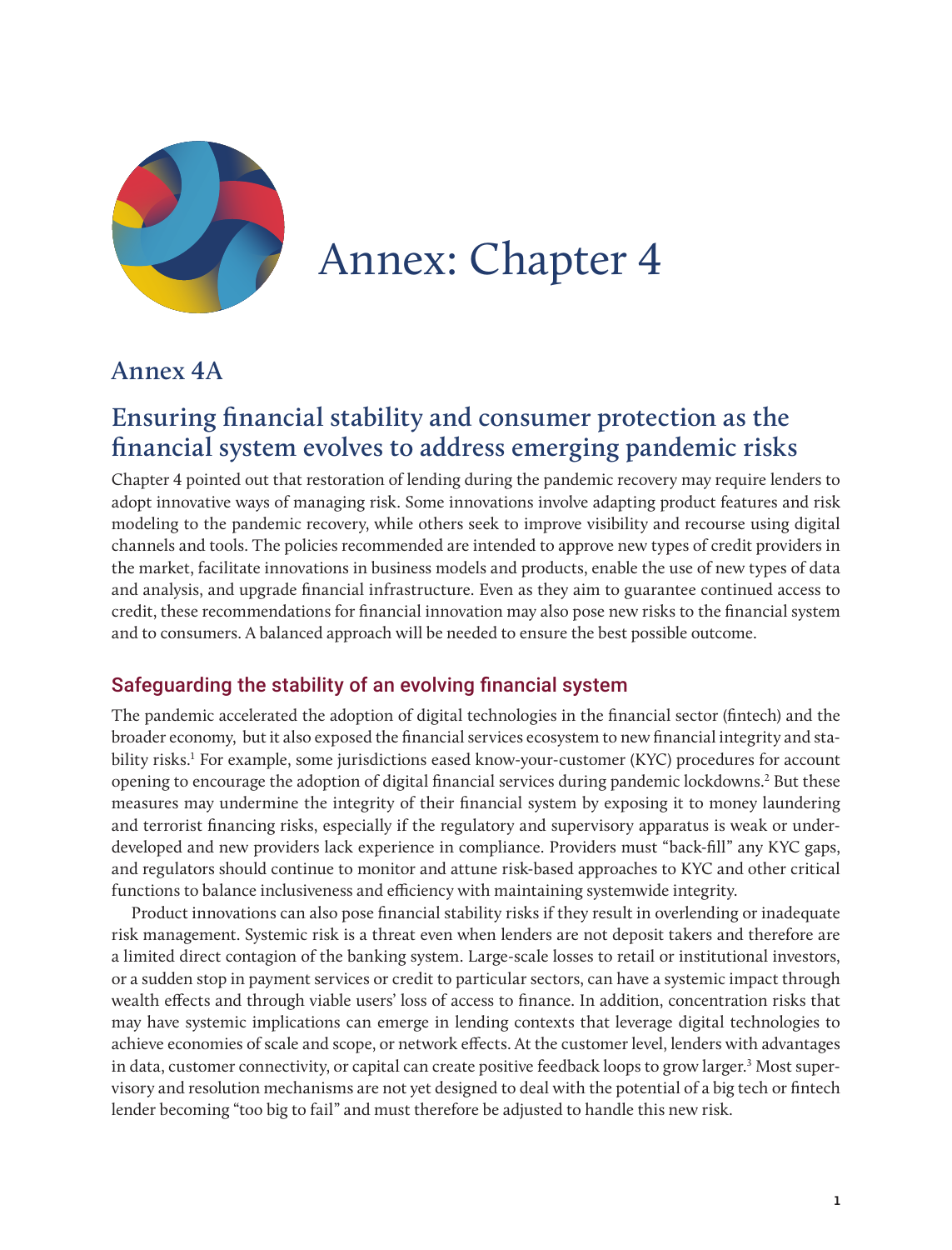# Annex: Chapter 4

## Annex 4A

## Ensuring financial stability and consumer protection as the financial system evolves to address emerging pandemic risks

Chapter 4 pointed out that restoration of lending during the pandemic recovery may require lenders to adopt innovative ways of managing risk. Some innovations involve adapting product features and risk modeling to the pandemic recovery, while others seek to improve visibility and recourse using digital channels and tools. The policies recommended are intended to approve new types of credit providers in the market, facilitate innovations in business models and products, enable the use of new types of data and analysis, and upgrade financial infrastructure. Even as they aim to guarantee continued access to credit, these recommendations for financial innovation may also pose new risks to the financial system and to consumers. A balanced approach will be needed to ensure the best possible outcome.

### Safeguarding the stability of an evolving financial system

The pandemic accelerated the adoption of digital technologies in the financial sector (fintech) and the broader economy, but it also exposed the financial services ecosystem to new financial integrity and stability risks.[1] For example, some jurisdictions eased know-your-customer (KYC) procedures for account opening to encourage the adoption of digital financial services during pandemic lockdowns.[2] But these measures may undermine the integrity of their financial system by exposing it to money laundering and terrorist financing risks, especially if the regulatory and supervisory apparatus is weak or underdeveloped and new providers lack experience in compliance. Providers must "back-fill" any KYC gaps, and regulators should continue to monitor and attune risk-based approaches to KYC and other critical functions to balance inclusiveness and efficiency with maintaining systemwide integrity.

Product innovations can also pose financial stability risks if they result in overlending or inadequate risk management. Systemic risk is a threat even when lenders are not deposit takers and therefore are a limited direct contagion of the banking system. Large-scale losses to retail or institutional investors, or a sudden stop in payment services or credit to particular sectors, can have a systemic impact through wealth effects and through viable users' loss of access to finance. In addition, concentration risks that may have systemic implications can emerge in lending contexts that leverage digital technologies to achieve economies of scale and scope, or network effects. At the customer level, lenders with advantages in data, customer connectivity, or capital can create positive feedback loops to grow larger.[3] Most supervisory and resolution mechanisms are not yet designed to deal with the potential of a big tech or fintech lender becoming "too big to fail" and must therefore be adjusted to handle this new risk.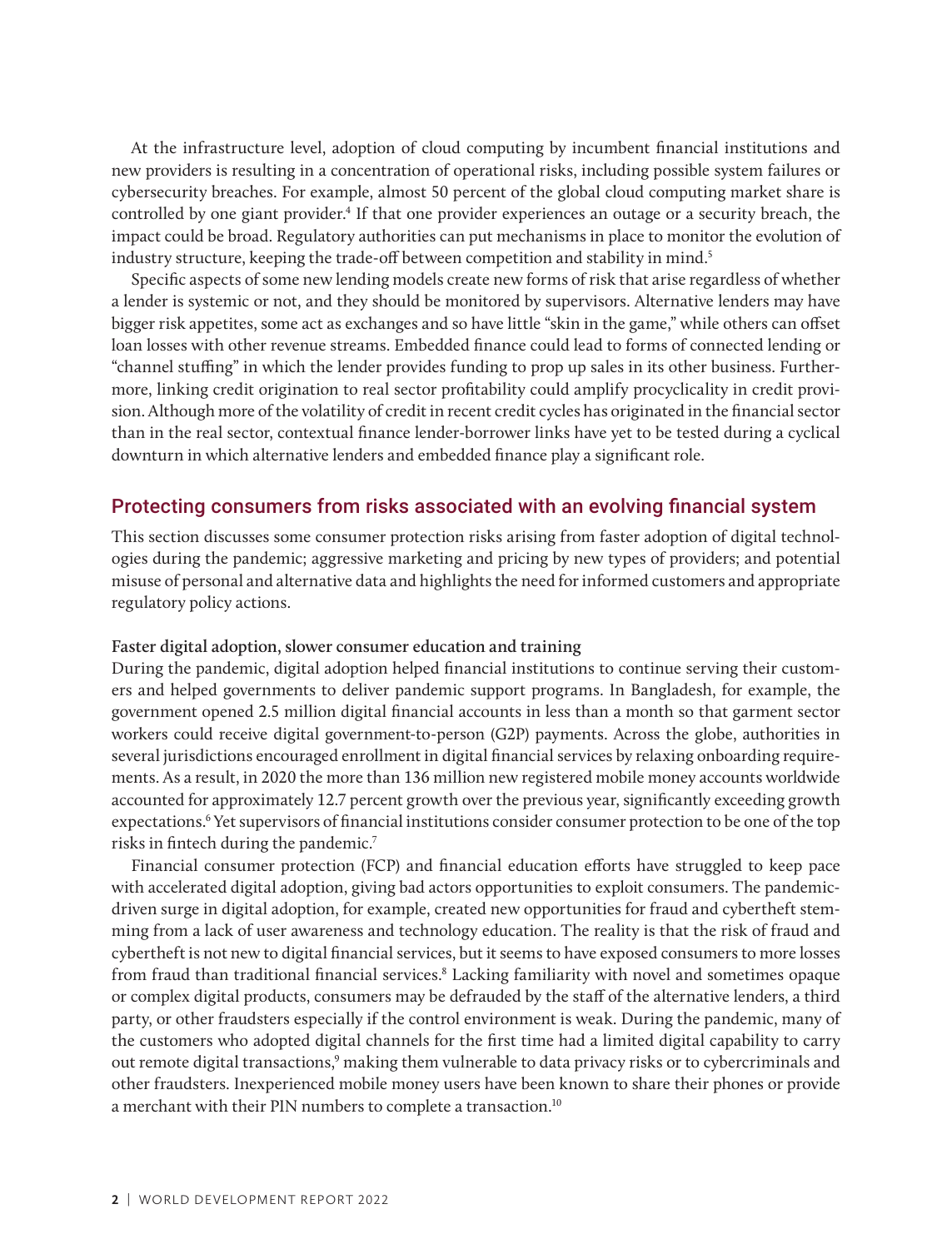At the infrastructure level, adoption of cloud computing by incumbent financial institutions and new providers is resulting in a concentration of operational risks, including possible system failures or cybersecurity breaches. For example, almost 50 percent of the global cloud computing market share is controlled by one giant provider.[4] If that one provider experiences an outage or a security breach, the impact could be broad. Regulatory authorities can put mechanisms in place to monitor the evolution of industry structure, keeping the trade-off between competition and stability in mind.[5]

Specific aspects of some new lending models create new forms of risk that arise regardless of whether a lender is systemic or not, and they should be monitored by supervisors. Alternative lenders may have bigger risk appetites, some act as exchanges and so have little "skin in the game," while others can offset loan losses with other revenue streams. Embedded finance could lead to forms of connected lending or "channel stuffing" in which the lender provides funding to prop up sales in its other business. Furthermore, linking credit origination to real sector profitability could amplify procyclicality in credit provision. Although more of the volatility of credit in recent credit cycles has originated in the financial sector than in the real sector, contextual finance lender-borrower links have yet to be tested during a cyclical downturn in which alternative lenders and embedded finance play a significant role.

## Protecting consumers from risks associated with an evolving financial system

This section discusses some consumer protection risks arising from faster adoption of digital technologies during the pandemic; aggressive marketing and pricing by new types of providers; and potential misuse of personal and alternative data and highlights the need for informed customers and appropriate regulatory policy actions.

### Faster digital adoption, slower consumer education and training

During the pandemic, digital adoption helped financial institutions to continue serving their customers and helped governments to deliver pandemic support programs. In Bangladesh, for example, the government opened 2.5 million digital financial accounts in less than a month so that garment sector workers could receive digital government-to-person (G2P) payments. Across the globe, authorities in several jurisdictions encouraged enrollment in digital financial services by relaxing onboarding requirements. As a result, in 2020 the more than 136 million new registered mobile money accounts worldwide accounted for approximately 12.7 percent growth over the previous year, significantly exceeding growth expectations.[6] Yet supervisors of financial institutions consider consumer protection to be one of the top risks in fintech during the pandemic.[7]

Financial consumer protection (FCP) and financial education efforts have struggled to keep pace with accelerated digital adoption, giving bad actors opportunities to exploit consumers. The pandemic-driven surge in digital adoption, for example, created new opportunities for fraud and cybertheft stemming from a lack of user awareness and technology education. The reality is that the risk of fraud and cybertheft is not new to digital financial services, but it seems to have exposed consumers to more losses from fraud than traditional financial services.[8] Lacking familiarity with novel and sometimes opaque or complex digital products, consumers may be defrauded by the staff of the alternative lenders, a third party, or other fraudsters especially if the control environment is weak. During the pandemic, many of the customers who adopted digital channels for the first time had a limited digital capability to carry out remote digital transactions,[9] making them vulnerable to data privacy risks or to cybercriminals and other fraudsters. Inexperienced mobile money users have been known to share their phones or provide a merchant with their PIN numbers to complete a transaction.[10]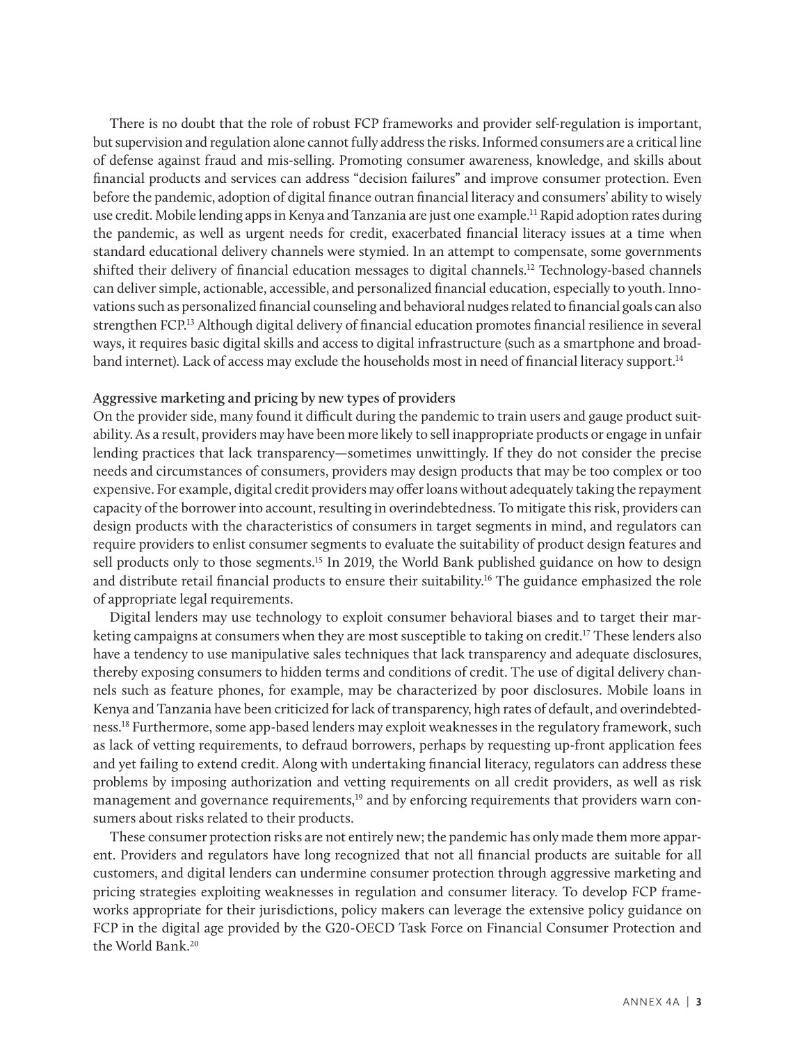There is no doubt that the role of robust FCP frameworks and provider self-regulation is important, but supervision and regulation alone cannot fully address the risks. Informed consumers are a critical line of defense against fraud and mis-selling. Promoting consumer awareness, knowledge, and skills about financial products and services can address "decision failures" and improve consumer protection. Even before the pandemic, adoption of digital finance outran financial literacy and consumers' ability to wisely use credit. Mobile lending apps in Kenya and Tanzania are just one example.[11] Rapid adoption rates during the pandemic, as well as urgent needs for credit, exacerbated financial literacy issues at a time when standard educational delivery channels were stymied. In an attempt to compensate, some governments shifted their delivery of financial education messages to digital channels.[12] Technology-based channels can deliver simple, actionable, accessible, and personalized financial education, especially to youth. Innovations such as personalized financial counseling and behavioral nudges related to financial goals can also strengthen FCP.[13] Although digital delivery of financial education promotes financial resilience in several ways, it requires basic digital skills and access to digital infrastructure (such as a smartphone and broadband internet). Lack of access may exclude the households most in need of financial literacy support.[14]

### Aggressive marketing and pricing by new types of providers

On the provider side, many found it difficult during the pandemic to train users and gauge product suitability. As a result, providers may have been more likely to sell inappropriate products or engage in unfair lending practices that lack transparency—sometimes unwittingly. If they do not consider the precise needs and circumstances of consumers, providers may design products that may be too complex or too expensive. For example, digital credit providers may offer loans without adequately taking the repayment capacity of the borrower into account, resulting in overindebtedness. To mitigate this risk, providers can design products with the characteristics of consumers in target segments in mind, and regulators can require providers to enlist consumer segments to evaluate the suitability of product design features and sell products only to those segments.[15] In 2019, the World Bank published guidance on how to design and distribute retail financial products to ensure their suitability.[16] The guidance emphasized the role of appropriate legal requirements.

Digital lenders may use technology to exploit consumer behavioral biases and to target their marketing campaigns at consumers when they are most susceptible to taking on credit.[17] These lenders also have a tendency to use manipulative sales techniques that lack transparency and adequate disclosures, thereby exposing consumers to hidden terms and conditions of credit. The use of digital delivery channels such as feature phones, for example, may be characterized by poor disclosures. Mobile loans in Kenya and Tanzania have been criticized for lack of transparency, high rates of default, and overindebtedness.[18] Furthermore, some app-based lenders may exploit weaknesses in the regulatory framework, such as lack of vetting requirements, to defraud borrowers, perhaps by requesting up-front application fees and yet failing to extend credit. Along with undertaking financial literacy, regulators can address these problems by imposing authorization and vetting requirements on all credit providers, as well as risk management and governance requirements,[19] and by enforcing requirements that providers warn consumers about risks related to their products.

These consumer protection risks are not entirely new; the pandemic has only made them more apparent. Providers and regulators have long recognized that not all financial products are suitable for all customers, and digital lenders can undermine consumer protection through aggressive marketing and pricing strategies exploiting weaknesses in regulation and consumer literacy. To develop FCP frameworks appropriate for their jurisdictions, policy makers can leverage the extensive policy guidance on FCP in the digital age provided by the G20-OECD Task Force on Financial Consumer Protection and the World Bank.[20]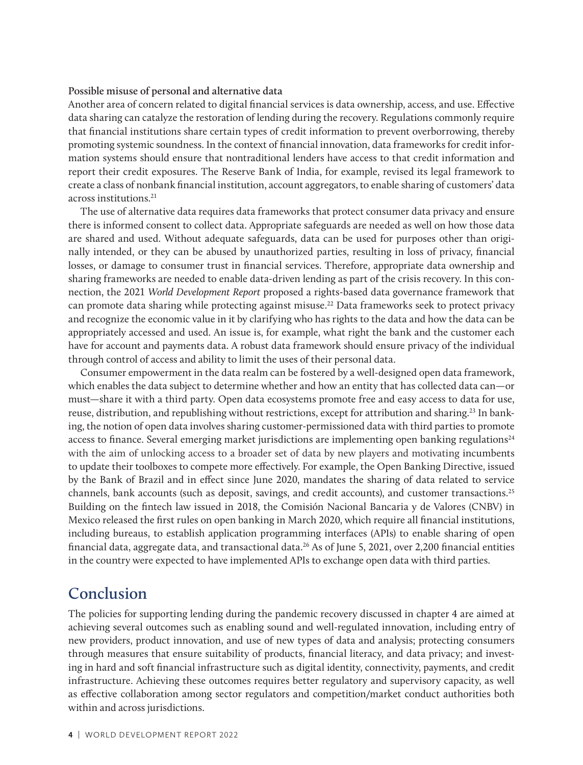**Possible misuse of personal and alternative data**

Another area of concern related to digital financial services is data ownership, access, and use. Effective data sharing can catalyze the restoration of lending during the recovery. Regulations commonly require that financial institutions share certain types of credit information to prevent overborrowing, thereby promoting systemic soundness. In the context of financial innovation, data frameworks for credit information systems should ensure that nontraditional lenders have access to that credit information and report their credit exposures. The Reserve Bank of India, for example, revised its legal framework to create a class of nonbank financial institution, account aggregators, to enable sharing of customers' data across institutions.[21]

The use of alternative data requires data frameworks that protect consumer data privacy and ensure there is informed consent to collect data. Appropriate safeguards are needed as well on how those data are shared and used. Without adequate safeguards, data can be used for purposes other than originally intended, or they can be abused by unauthorized parties, resulting in loss of privacy, financial losses, or damage to consumer trust in financial services. Therefore, appropriate data ownership and sharing frameworks are needed to enable data-driven lending as part of the crisis recovery. In this connection, the 2021 *World Development Report* proposed a rights-based data governance framework that can promote data sharing while protecting against misuse.[22] Data frameworks seek to protect privacy and recognize the economic value in it by clarifying who has rights to the data and how the data can be appropriately accessed and used. An issue is, for example, what right the bank and the customer each have for account and payments data. A robust data framework should ensure privacy of the individual through control of access and ability to limit the uses of their personal data.

Consumer empowerment in the data realm can be fostered by a well-designed open data framework, which enables the data subject to determine whether and how an entity that has collected data can—or must—share it with a third party. Open data ecosystems promote free and easy access to data for use, reuse, distribution, and republishing without restrictions, except for attribution and sharing.[23] In banking, the notion of open data involves sharing customer-permissioned data with third parties to promote access to finance. Several emerging market jurisdictions are implementing open banking regulations[24] with the aim of unlocking access to a broader set of data by new players and motivating incumbents to update their toolboxes to compete more effectively. For example, the Open Banking Directive, issued by the Bank of Brazil and in effect since June 2020, mandates the sharing of data related to service channels, bank accounts (such as deposit, savings, and credit accounts), and customer transactions.[25] Building on the fintech law issued in 2018, the Comisión Nacional Bancaria y de Valores (CNBV) in Mexico released the first rules on open banking in March 2020, which require all financial institutions, including bureaus, to establish application programming interfaces (APIs) to enable sharing of open financial data, aggregate data, and transactional data.[26] As of June 5, 2021, over 2,200 financial entities in the country were expected to have implemented APIs to exchange open data with third parties.

## Conclusion

The policies for supporting lending during the pandemic recovery discussed in chapter 4 are aimed at achieving several outcomes such as enabling sound and well-regulated innovation, including entry of new providers, product innovation, and use of new types of data and analysis; protecting consumers through measures that ensure suitability of products, financial literacy, and data privacy; and investing in hard and soft financial infrastructure such as digital identity, connectivity, payments, and credit infrastructure. Achieving these outcomes requires better regulatory and supervisory capacity, as well as effective collaboration among sector regulators and competition/market conduct authorities both within and across jurisdictions.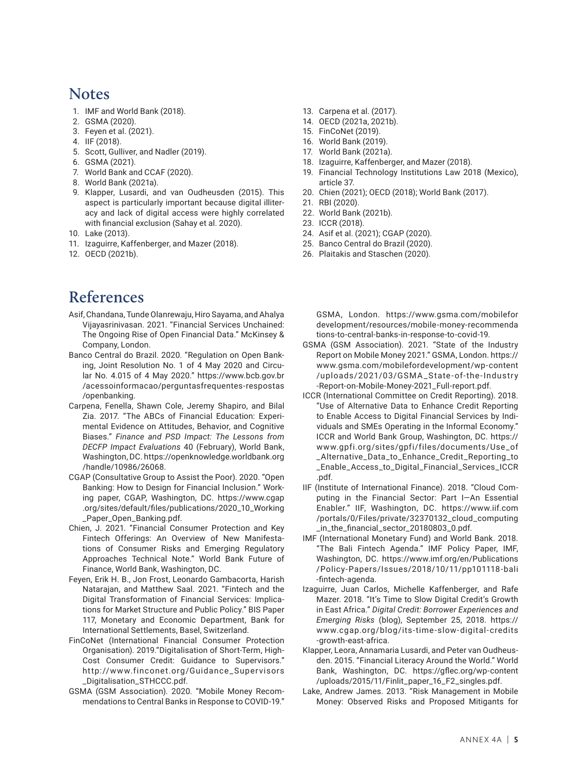## Notes

1. IMF and World Bank (2018).
2. GSMA (2020).
3. Feyen et al. (2021).
4. IIF (2018).
5. Scott, Gulliver, and Nadler (2019).
6. GSMA (2021).
7. World Bank and CCAF (2020).
8. World Bank (2021a).
9. Klapper, Lusardi, and van Oudheusden (2015). This aspect is particularly important because digital illiteracy and lack of digital access were highly correlated with financial exclusion (Sahay et al. 2020).
10. Lake (2013).
11. Izaguirre, Kaffenberger, and Mazer (2018).
12. OECD (2021b).
13. Carpena et al. (2017).
14. OECD (2021a, 2021b).
15. FinCoNet (2019).
16. World Bank (2019).
17. World Bank (2021a).
18. Izaguirre, Kaffenberger, and Mazer (2018).
19. Financial Technology Institutions Law 2018 (Mexico), article 37.
20. Chien (2021); OECD (2018); World Bank (2017).
21. RBI (2020).
22. World Bank (2021b).
23. ICCR (2018).
24. Asif et al. (2021); CGAP (2020).
25. Banco Central do Brazil (2020).
26. Plaitakis and Staschen (2020).

## References

Asif, Chandana, Tunde Olanrewaju, Hiro Sayama, and Ahalya Vijayasrinivasan. 2021. "Financial Services Unchained: The Ongoing Rise of Open Financial Data." McKinsey & Company, London.

Banco Central do Brazil. 2020. "Regulation on Open Banking, Joint Resolution No. 1 of 4 May 2020 and Circular No. 4.015 of 4 May 2020." https://www.bcb.gov.br/acessoinformacao/perguntasfrequentes-respostas/openbanking.

Carpena, Fenella, Shawn Cole, Jeremy Shapiro, and Bilal Zia. 2017. "The ABCs of Financial Education: Experimental Evidence on Attitudes, Behavior, and Cognitive Biases." *Finance and PSD Impact: The Lessons from DECFP Impact Evaluations* 40 (February), World Bank, Washington, DC. https://openknowledge.worldbank.org/handle/10986/26068.

CGAP (Consultative Group to Assist the Poor). 2020. "Open Banking: How to Design for Financial Inclusion." Working paper, CGAP, Washington, DC. https://www.cgap.org/sites/default/files/publications/2020_10_Working_Paper_Open_Banking.pdf.

Chien, J. 2021. "Financial Consumer Protection and Key Fintech Offerings: An Overview of New Manifestations of Consumer Risks and Emerging Regulatory Approaches Technical Note." World Bank Future of Finance, World Bank, Washington, DC.

Feyen, Erik H. B., Jon Frost, Leonardo Gambacorta, Harish Natarajan, and Matthew Saal. 2021. "Fintech and the Digital Transformation of Financial Services: Implications for Market Structure and Public Policy." BIS Paper 117, Monetary and Economic Department, Bank for International Settlements, Basel, Switzerland.

FinCoNet (International Financial Consumer Protection Organisation). 2019."Digitalisation of Short-Term, High-Cost Consumer Credit: Guidance to Supervisors." http://www.finconet.org/Guidance_Supervisors_Digitalisation_STHCCC.pdf.

GSMA (GSM Association). 2020. "Mobile Money Recommendations to Central Banks in Response to COVID-19." GSMA, London. https://www.gsma.com/mobilefordevelopment/resources/mobile-money-recommendations-to-central-banks-in-response-to-covid-19.

GSMA (GSM Association). 2021. "State of the Industry Report on Mobile Money 2021." GSMA, London. https://www.gsma.com/mobilefordevelopment/wp-content/uploads/2021/03/GSMA_State-of-the-Industry-Report-on-Mobile-Money-2021_Full-report.pdf.

ICCR (International Committee on Credit Reporting). 2018. "Use of Alternative Data to Enhance Credit Reporting to Enable Access to Digital Financial Services by Individuals and SMEs Operating in the Informal Economy." ICCR and World Bank Group, Washington, DC. https://www.gpfi.org/sites/gpfi/files/documents/Use_of_Alternative_Data_to_Enhance_Credit_Reporting_to_Enable_Access_to_Digital_Financial_Services_ICCR.pdf.

IIF (Institute of International Finance). 2018. "Cloud Computing in the Financial Sector: Part I—An Essential Enabler." IIF, Washington, DC. https://www.iif.com/portals/0/Files/private/32370132_cloud_computing_in_the_financial_sector_20180803_0.pdf.

IMF (International Monetary Fund) and World Bank. 2018. "The Bali Fintech Agenda." IMF Policy Paper, IMF, Washington, DC. https://www.imf.org/en/Publications/Policy-Papers/Issues/2018/10/11/pp101118-bali-fintech-agenda.

Izaguirre, Juan Carlos, Michelle Kaffenberger, and Rafe Mazer. 2018. "It's Time to Slow Digital Credit's Growth in East Africa." *Digital Credit: Borrower Experiences and Emerging Risks* (blog), September 25, 2018. https://www.cgap.org/blog/its-time-slow-digital-credits-growth-east-africa.

Klapper, Leora, Annamaria Lusardi, and Peter van Oudheusden. 2015. "Financial Literacy Around the World." World Bank, Washington, DC. https://gflec.org/wp-content/uploads/2015/11/Finlit_paper_16_F2_singles.pdf.

Lake, Andrew James. 2013. "Risk Management in Mobile Money: Observed Risks and Proposed Mitigants for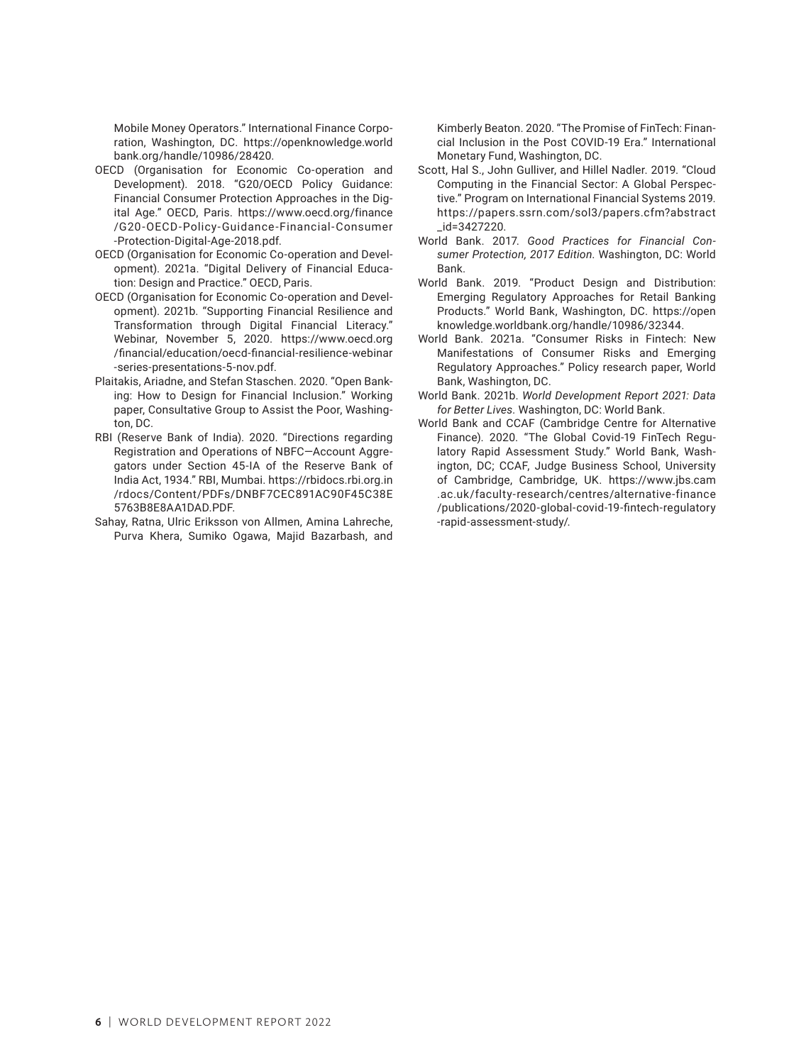Mobile Money Operators." International Finance Corporation, Washington, DC. https://openknowledge.worldbank.org/handle/10986/28420.

OECD (Organisation for Economic Co-operation and Development). 2018. "G20/OECD Policy Guidance: Financial Consumer Protection Approaches in the Digital Age." OECD, Paris. https://www.oecd.org/finance/G20-OECD-Policy-Guidance-Financial-Consumer-Protection-Digital-Age-2018.pdf.

OECD (Organisation for Economic Co-operation and Development). 2021a. "Digital Delivery of Financial Education: Design and Practice." OECD, Paris.

OECD (Organisation for Economic Co-operation and Development). 2021b. "Supporting Financial Resilience and Transformation through Digital Financial Literacy." Webinar, November 5, 2020. https://www.oecd.org/financial/education/oecd-financial-resilience-webinar-series-presentations-5-nov.pdf.

Plaitakis, Ariadne, and Stefan Staschen. 2020. "Open Banking: How to Design for Financial Inclusion." Working paper, Consultative Group to Assist the Poor, Washington, DC.

RBI (Reserve Bank of India). 2020. "Directions regarding Registration and Operations of NBFC—Account Aggregators under Section 45-IA of the Reserve Bank of India Act, 1934." RBI, Mumbai. https://rbidocs.rbi.org.in/rdocs/Content/PDFs/DNBF7CEC891AC90F45C38E5763B8E8AA1DAD.PDF.

Sahay, Ratna, Ulric Eriksson von Allmen, Amina Lahreche, Purva Khera, Sumiko Ogawa, Majid Bazarbash, and Kimberly Beaton. 2020. "The Promise of FinTech: Financial Inclusion in the Post COVID-19 Era." International Monetary Fund, Washington, DC.

Scott, Hal S., John Gulliver, and Hillel Nadler. 2019. "Cloud Computing in the Financial Sector: A Global Perspective." Program on International Financial Systems 2019. https://papers.ssrn.com/sol3/papers.cfm?abstract_id=3427220.

World Bank. 2017. *Good Practices for Financial Consumer Protection, 2017 Edition*. Washington, DC: World Bank.

World Bank. 2019. "Product Design and Distribution: Emerging Regulatory Approaches for Retail Banking Products." World Bank, Washington, DC. https://openknowledge.worldbank.org/handle/10986/32344.

World Bank. 2021a. "Consumer Risks in Fintech: New Manifestations of Consumer Risks and Emerging Regulatory Approaches." Policy research paper, World Bank, Washington, DC.

World Bank. 2021b. *World Development Report 2021: Data for Better Lives*. Washington, DC: World Bank.

World Bank and CCAF (Cambridge Centre for Alternative Finance). 2020. "The Global Covid-19 FinTech Regulatory Rapid Assessment Study." World Bank, Washington, DC; CCAF, Judge Business School, University of Cambridge, Cambridge, UK. https://www.jbs.cam.ac.uk/faculty-research/centres/alternative-finance/publications/2020-global-covid-19-fintech-regulatory-rapid-assessment-study/.